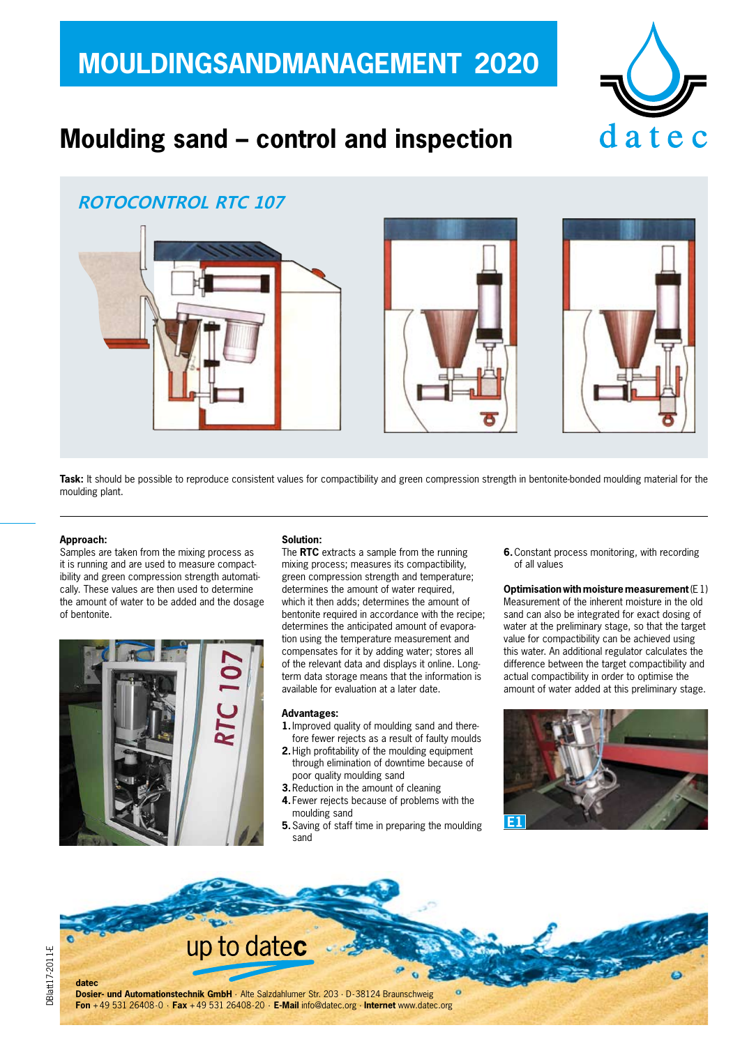# MOULDINGSANDMANAGEMENT 2020

## Moulding sand – control and inspection

### ROTOCONTROL RTC 107

**Task:** It should be possible to reproduce consistent values for compactibility and green compression strength in bentonite-bonded moulding material for the moulding plant.

**Approach:**
Samples are taken from the mixing process as it is running and are used to measure compactibility and green compression strength automatically. These values are then used to determine the amount of water to be added and the dosage of bentonite.

**Solution:**
The **RTC** extracts a sample from the running mixing process; measures its compactibility, green compression strength and temperature; determines the amount of water required, which it then adds; determines the amount of bentonite required in accordance with the recipe; determines the anticipated amount of evaporation using the temperature measurement and compensates for it by adding water; stores all of the relevant data and displays it online. Long-term data storage means that the information is available for evaluation at a later date.

**Advantages:**
1. Improved quality of moulding sand and therefore fewer rejects as a result of faulty moulds
2. High profitability of the moulding equipment through elimination of downtime because of poor quality moulding sand
3. Reduction in the amount of cleaning
4. Fewer rejects because of problems with the moulding sand
5. Saving of staff time in preparing the moulding sand
6. Constant process monitoring, with recording of all values

**Optimisation with moisture measurement** (E 1)
Measurement of the inherent moisture in the old sand can also be integrated for exact dosing of water at the preliminary stage, so that the target value for compactibility can be achieved using this water. An additional regulator calculates the difference between the target compactibility and actual compactibility in order to optimise the amount of water added at this preliminary stage.

E1

up to datec

**datec**
**Dosier- und Automationstechnik GmbH** · Alte Salzdahlumer Str. 203 · D-38124 Braunschweig
**Fon** +49 531 26408-0 · **Fax** +49 531 26408-20 · **E-Mail** info@datec.org · **Internet** www.datec.org

DBlatt17-2011-E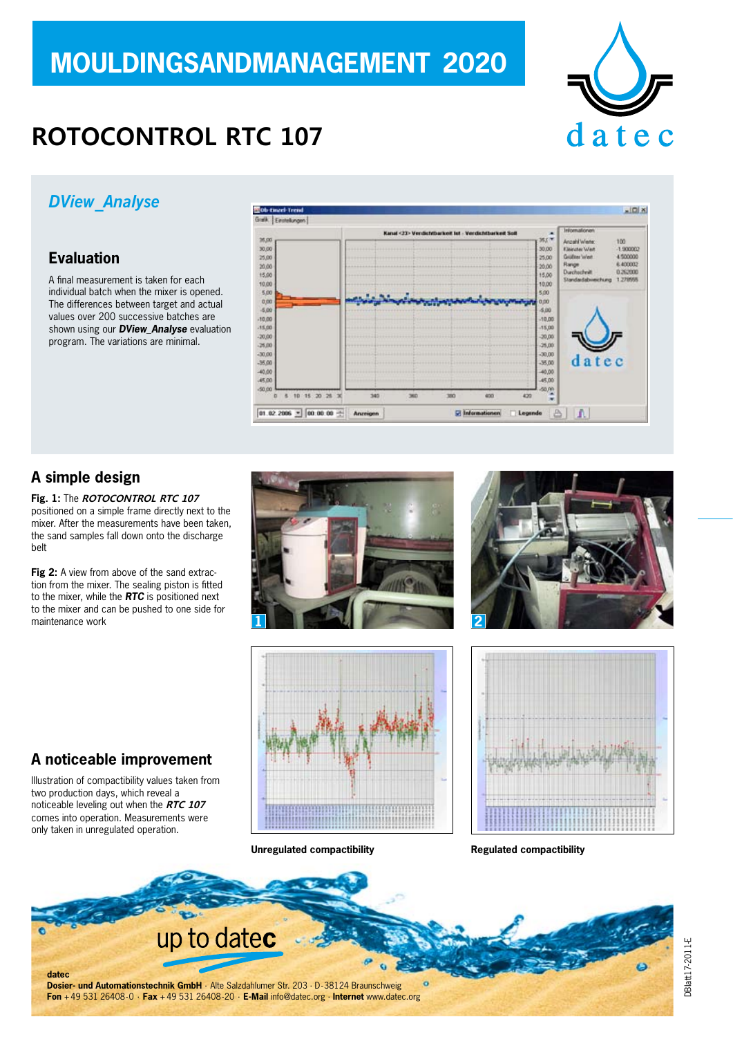# MOULDINGSANDMANAGEMENT 2020

## ROTOCONTROL RTC 107

### *DView_Analyse*

### Evaluation

A final measurement is taken for each individual batch when the mixer is opened. The differences between target and actual values over 200 successive batches are shown using our ***DView_Analyse*** evaluation program. The variations are minimal.

### A simple design

**Fig. 1:** The ***ROTOCONTROL RTC 107*** positioned on a simple frame directly next to the mixer. After the measurements have been taken, the sand samples fall down onto the discharge belt

**Fig 2:** A view from above of the sand extraction from the mixer. The sealing piston is fitted to the mixer, while the ***RTC*** is positioned next to the mixer and can be pushed to one side for maintenance work

### A noticeable improvement

Illustration of compactibility values taken from two production days, which reveal a noticeable leveling out when the ***RTC 107*** comes into operation. Measurements were only taken in unregulated operation.

**Unregulated compactibility**

**Regulated compactibility**

up to datec

**datec**
**Dosier- und Automationstechnik GmbH** · Alte Salzdahlumer Str. 203 · D-38124 Braunschweig
**Fon** +49 531 26408-0 · **Fax** +49 531 26408-20 · **E-Mail** info@datec.org · **Internet** www.datec.org

DBlatt17-2011-E